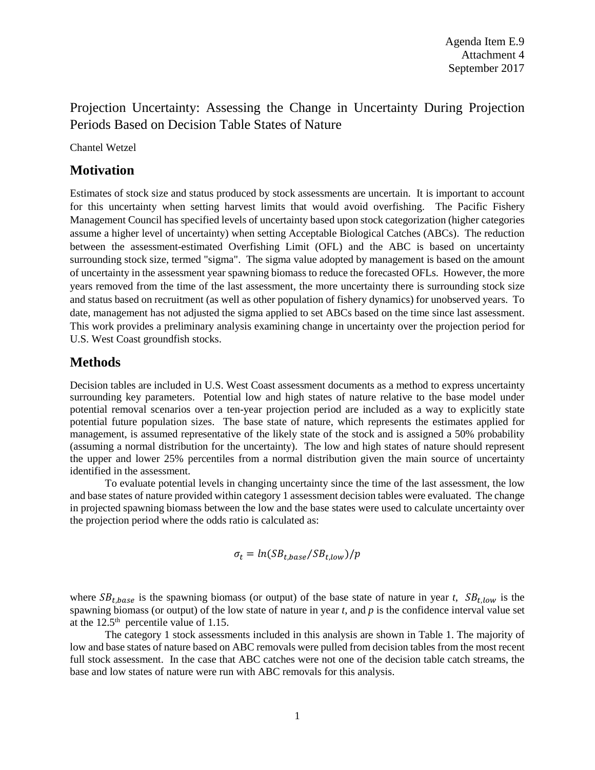Agenda Item E.9
Attachment 4
September 2017

# Projection Uncertainty: Assessing the Change in Uncertainty During Projection Periods Based on Decision Table States of Nature

Chantel Wetzel

## Motivation

Estimates of stock size and status produced by stock assessments are uncertain. It is important to account for this uncertainty when setting harvest limits that would avoid overfishing. The Pacific Fishery Management Council has specified levels of uncertainty based upon stock categorization (higher categories assume a higher level of uncertainty) when setting Acceptable Biological Catches (ABCs). The reduction between the assessment-estimated Overfishing Limit (OFL) and the ABC is based on uncertainty surrounding stock size, termed "sigma". The sigma value adopted by management is based on the amount of uncertainty in the assessment year spawning biomass to reduce the forecasted OFLs. However, the more years removed from the time of the last assessment, the more uncertainty there is surrounding stock size and status based on recruitment (as well as other population of fishery dynamics) for unobserved years. To date, management has not adjusted the sigma applied to set ABCs based on the time since last assessment. This work provides a preliminary analysis examining change in uncertainty over the projection period for U.S. West Coast groundfish stocks.

## Methods

Decision tables are included in U.S. West Coast assessment documents as a method to express uncertainty surrounding key parameters. Potential low and high states of nature relative to the base model under potential removal scenarios over a ten-year projection period are included as a way to explicitly state potential future population sizes. The base state of nature, which represents the estimates applied for management, is assumed representative of the likely state of the stock and is assigned a 50% probability (assuming a normal distribution for the uncertainty). The low and high states of nature should represent the upper and lower 25% percentiles from a normal distribution given the main source of uncertainty identified in the assessment.

To evaluate potential levels in changing uncertainty since the time of the last assessment, the low and base states of nature provided within category 1 assessment decision tables were evaluated. The change in projected spawning biomass between the low and the base states were used to calculate uncertainty over the projection period where the odds ratio is calculated as:

$$\sigma_t = ln(SB_{t,base}/SB_{t,low})/p$$

where $SB_{t,base}$ is the spawning biomass (or output) of the base state of nature in year *t*, $SB_{t,low}$ is the spawning biomass (or output) of the low state of nature in year *t*, and *p* is the confidence interval value set at the 12.5th percentile value of 1.15.

The category 1 stock assessments included in this analysis are shown in Table 1. The majority of low and base states of nature based on ABC removals were pulled from decision tables from the most recent full stock assessment. In the case that ABC catches were not one of the decision table catch streams, the base and low states of nature were run with ABC removals for this analysis.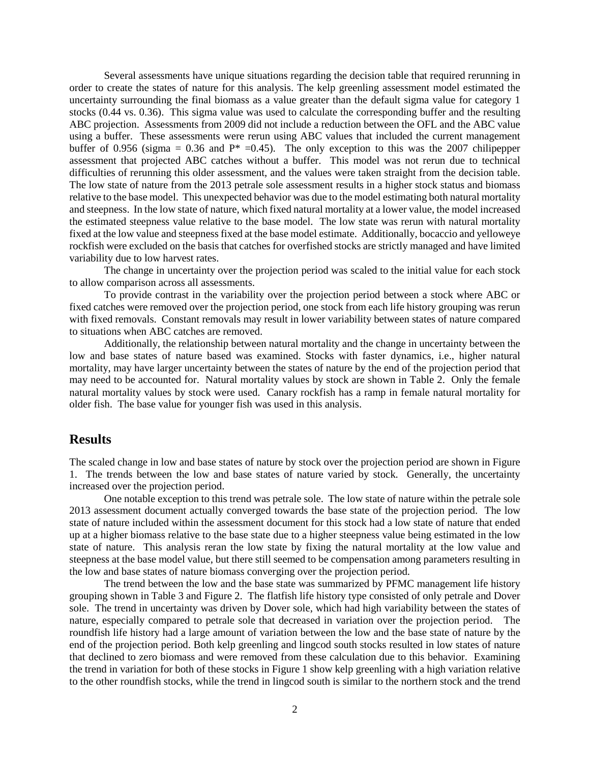Several assessments have unique situations regarding the decision table that required rerunning in order to create the states of nature for this analysis. The kelp greenling assessment model estimated the uncertainty surrounding the final biomass as a value greater than the default sigma value for category 1 stocks (0.44 vs. 0.36). This sigma value was used to calculate the corresponding buffer and the resulting ABC projection. Assessments from 2009 did not include a reduction between the OFL and the ABC value using a buffer. These assessments were rerun using ABC values that included the current management buffer of 0.956 (sigma = 0.36 and P* =0.45). The only exception to this was the 2007 chilipepper assessment that projected ABC catches without a buffer. This model was not rerun due to technical difficulties of rerunning this older assessment, and the values were taken straight from the decision table. The low state of nature from the 2013 petrale sole assessment results in a higher stock status and biomass relative to the base model. This unexpected behavior was due to the model estimating both natural mortality and steepness. In the low state of nature, which fixed natural mortality at a lower value, the model increased the estimated steepness value relative to the base model. The low state was rerun with natural mortality fixed at the low value and steepness fixed at the base model estimate. Additionally, bocaccio and yelloweye rockfish were excluded on the basis that catches for overfished stocks are strictly managed and have limited variability due to low harvest rates.

The change in uncertainty over the projection period was scaled to the initial value for each stock to allow comparison across all assessments.

To provide contrast in the variability over the projection period between a stock where ABC or fixed catches were removed over the projection period, one stock from each life history grouping was rerun with fixed removals. Constant removals may result in lower variability between states of nature compared to situations when ABC catches are removed.

Additionally, the relationship between natural mortality and the change in uncertainty between the low and base states of nature based was examined. Stocks with faster dynamics, i.e., higher natural mortality, may have larger uncertainty between the states of nature by the end of the projection period that may need to be accounted for. Natural mortality values by stock are shown in Table 2. Only the female natural mortality values by stock were used. Canary rockfish has a ramp in female natural mortality for older fish. The base value for younger fish was used in this analysis.

## Results

The scaled change in low and base states of nature by stock over the projection period are shown in Figure 1. The trends between the low and base states of nature varied by stock. Generally, the uncertainty increased over the projection period.

One notable exception to this trend was petrale sole. The low state of nature within the petrale sole 2013 assessment document actually converged towards the base state of the projection period. The low state of nature included within the assessment document for this stock had a low state of nature that ended up at a higher biomass relative to the base state due to a higher steepness value being estimated in the low state of nature. This analysis reran the low state by fixing the natural mortality at the low value and steepness at the base model value, but there still seemed to be compensation among parameters resulting in the low and base states of nature biomass converging over the projection period.

The trend between the low and the base state was summarized by PFMC management life history grouping shown in Table 3 and Figure 2. The flatfish life history type consisted of only petrale and Dover sole. The trend in uncertainty was driven by Dover sole, which had high variability between the states of nature, especially compared to petrale sole that decreased in variation over the projection period. The roundfish life history had a large amount of variation between the low and the base state of nature by the end of the projection period. Both kelp greenling and lingcod south stocks resulted in low states of nature that declined to zero biomass and were removed from these calculation due to this behavior. Examining the trend in variation for both of these stocks in Figure 1 show kelp greenling with a high variation relative to the other roundfish stocks, while the trend in lingcod south is similar to the northern stock and the trend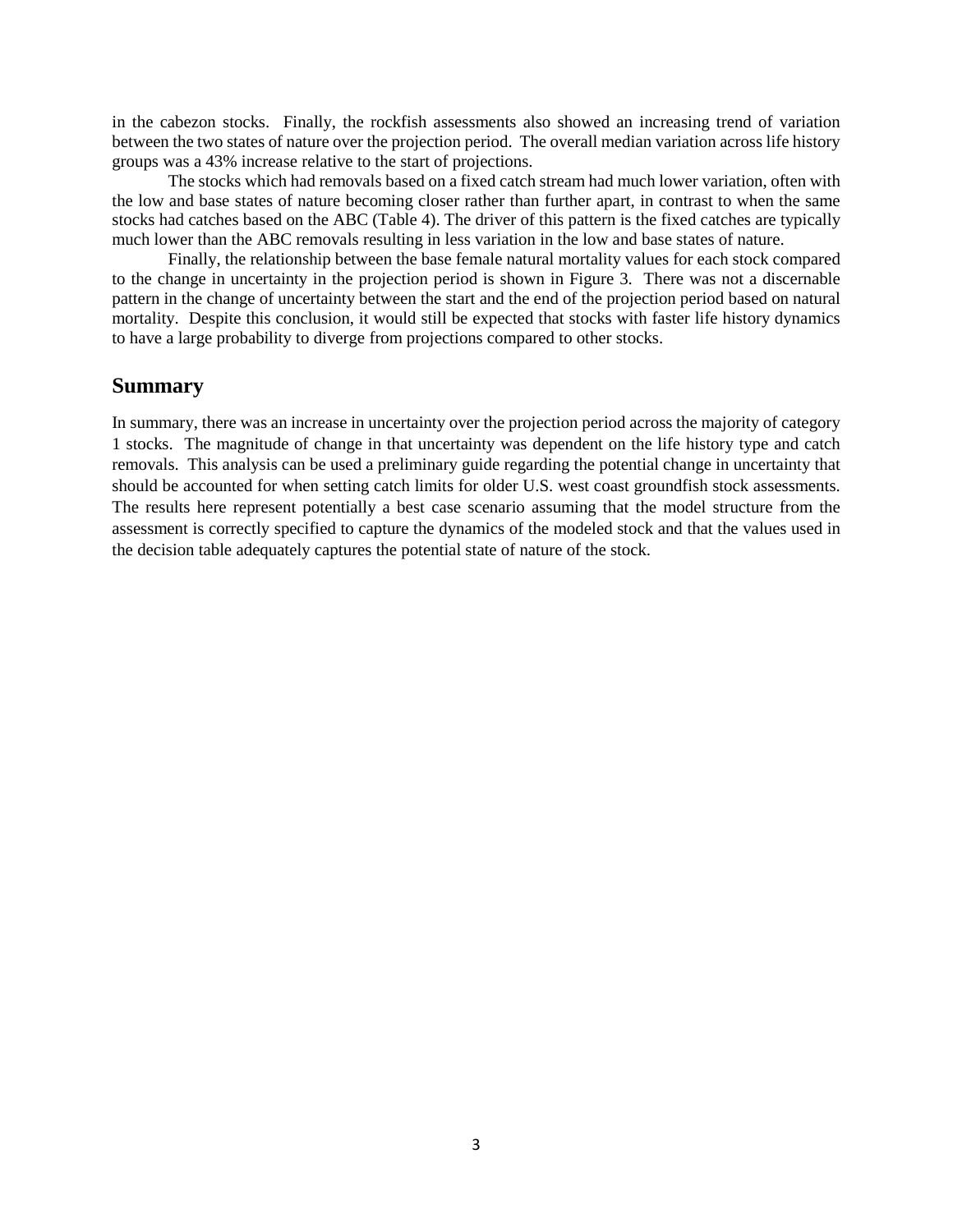in the cabezon stocks. Finally, the rockfish assessments also showed an increasing trend of variation between the two states of nature over the projection period. The overall median variation across life history groups was a 43% increase relative to the start of projections.

The stocks which had removals based on a fixed catch stream had much lower variation, often with the low and base states of nature becoming closer rather than further apart, in contrast to when the same stocks had catches based on the ABC (Table 4). The driver of this pattern is the fixed catches are typically much lower than the ABC removals resulting in less variation in the low and base states of nature.

Finally, the relationship between the base female natural mortality values for each stock compared to the change in uncertainty in the projection period is shown in Figure 3. There was not a discernable pattern in the change of uncertainty between the start and the end of the projection period based on natural mortality. Despite this conclusion, it would still be expected that stocks with faster life history dynamics to have a large probability to diverge from projections compared to other stocks.

## Summary

In summary, there was an increase in uncertainty over the projection period across the majority of category 1 stocks. The magnitude of change in that uncertainty was dependent on the life history type and catch removals. This analysis can be used a preliminary guide regarding the potential change in uncertainty that should be accounted for when setting catch limits for older U.S. west coast groundfish stock assessments. The results here represent potentially a best case scenario assuming that the model structure from the assessment is correctly specified to capture the dynamics of the modeled stock and that the values used in the decision table adequately captures the potential state of nature of the stock.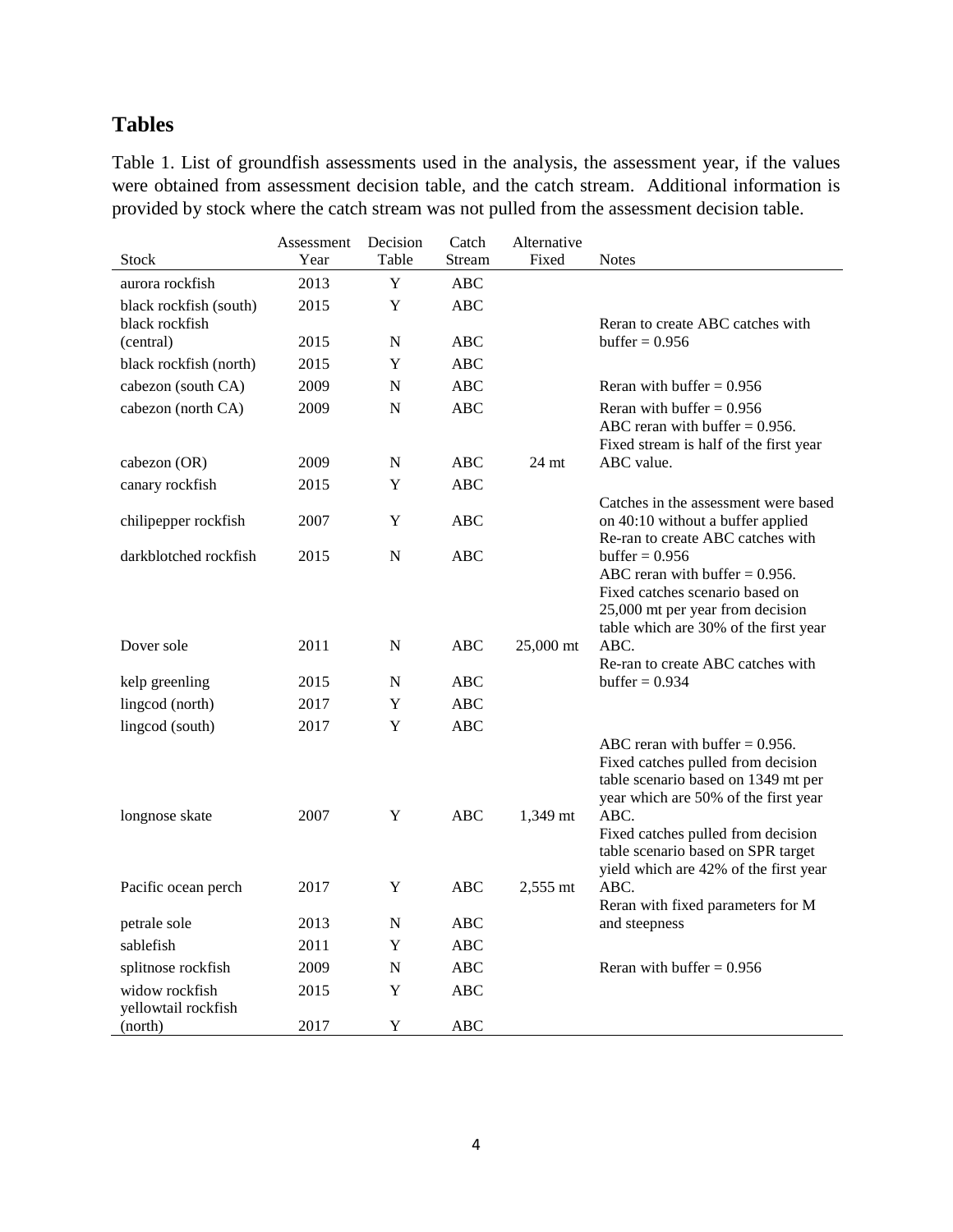## Tables

Table 1. List of groundfish assessments used in the analysis, the assessment year, if the values were obtained from assessment decision table, and the catch stream. Additional information is provided by stock where the catch stream was not pulled from the assessment decision table.

| Stock | Assessment Year | Decision Table | Catch Stream | Alternative Fixed | Notes |
|---|---|---|---|---|---|
| aurora rockfish | 2013 | Y | ABC | | |
| black rockfish (south) | 2015 | Y | ABC | | |
| black rockfish (central) | 2015 | N | ABC | | Reran to create ABC catches with buffer = 0.956 |
| black rockfish (north) | 2015 | Y | ABC | | |
| cabezon (south CA) | 2009 | N | ABC | | Reran with buffer = 0.956 |
| cabezon (north CA) | 2009 | N | ABC | | Reran with buffer = 0.956 |
| cabezon (OR) | 2009 | N | ABC | 24 mt | ABC reran with buffer = 0.956. Fixed stream is half of the first year ABC value. |
| canary rockfish | 2015 | Y | ABC | | |
| chilipepper rockfish | 2007 | Y | ABC | | Catches in the assessment were based on 40:10 without a buffer applied |
| darkblotched rockfish | 2015 | N | ABC | | Re-ran to create ABC catches with buffer = 0.956 |
| Dover sole | 2011 | N | ABC | 25,000 mt | ABC reran with buffer = 0.956. Fixed catches scenario based on 25,000 mt per year from decision table which are 30% of the first year ABC. |
| kelp greenling | 2015 | N | ABC | | Re-ran to create ABC catches with buffer = 0.934 |
| lingcod (north) | 2017 | Y | ABC | | |
| lingcod (south) | 2017 | Y | ABC | | |
| longnose skate | 2007 | Y | ABC | 1,349 mt | ABC reran with buffer = 0.956. Fixed catches pulled from decision table scenario based on 1349 mt per year which are 50% of the first year ABC. |
| Pacific ocean perch | 2017 | Y | ABC | 2,555 mt | Fixed catches pulled from decision table scenario based on SPR target yield which are 42% of the first year ABC. |
| petrale sole | 2013 | N | ABC | | Reran with fixed parameters for M and steepness |
| sablefish | 2011 | Y | ABC | | |
| splitnose rockfish | 2009 | N | ABC | | Reran with buffer = 0.956 |
| widow rockfish | 2015 | Y | ABC | | |
| yellowtail rockfish (north) | 2017 | Y | ABC | | |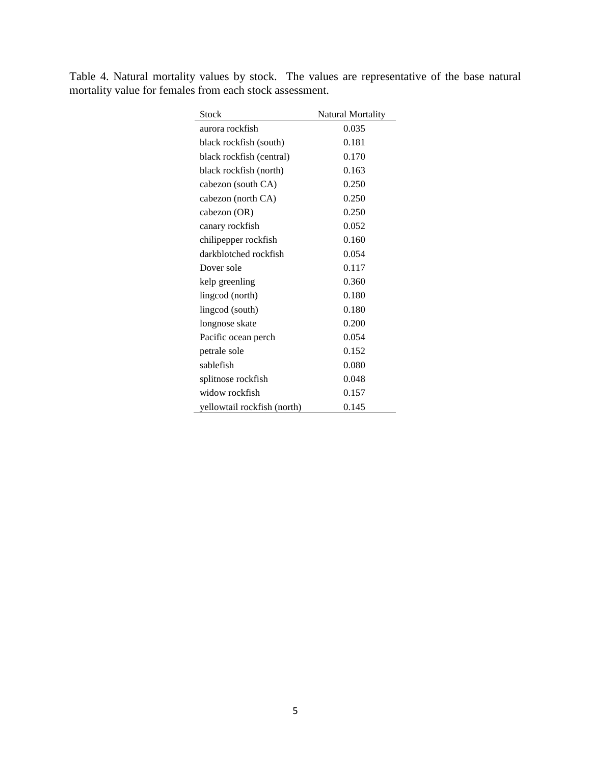Table 4. Natural mortality values by stock. The values are representative of the base natural mortality value for females from each stock assessment.

| Stock | Natural Mortality |
|---|---|
| aurora rockfish | 0.035 |
| black rockfish (south) | 0.181 |
| black rockfish (central) | 0.170 |
| black rockfish (north) | 0.163 |
| cabezon (south CA) | 0.250 |
| cabezon (north CA) | 0.250 |
| cabezon (OR) | 0.250 |
| canary rockfish | 0.052 |
| chilipepper rockfish | 0.160 |
| darkblotched rockfish | 0.054 |
| Dover sole | 0.117 |
| kelp greenling | 0.360 |
| lingcod (north) | 0.180 |
| lingcod (south) | 0.180 |
| longnose skate | 0.200 |
| Pacific ocean perch | 0.054 |
| petrale sole | 0.152 |
| sablefish | 0.080 |
| splitnose rockfish | 0.048 |
| widow rockfish | 0.157 |
| yellowtail rockfish (north) | 0.145 |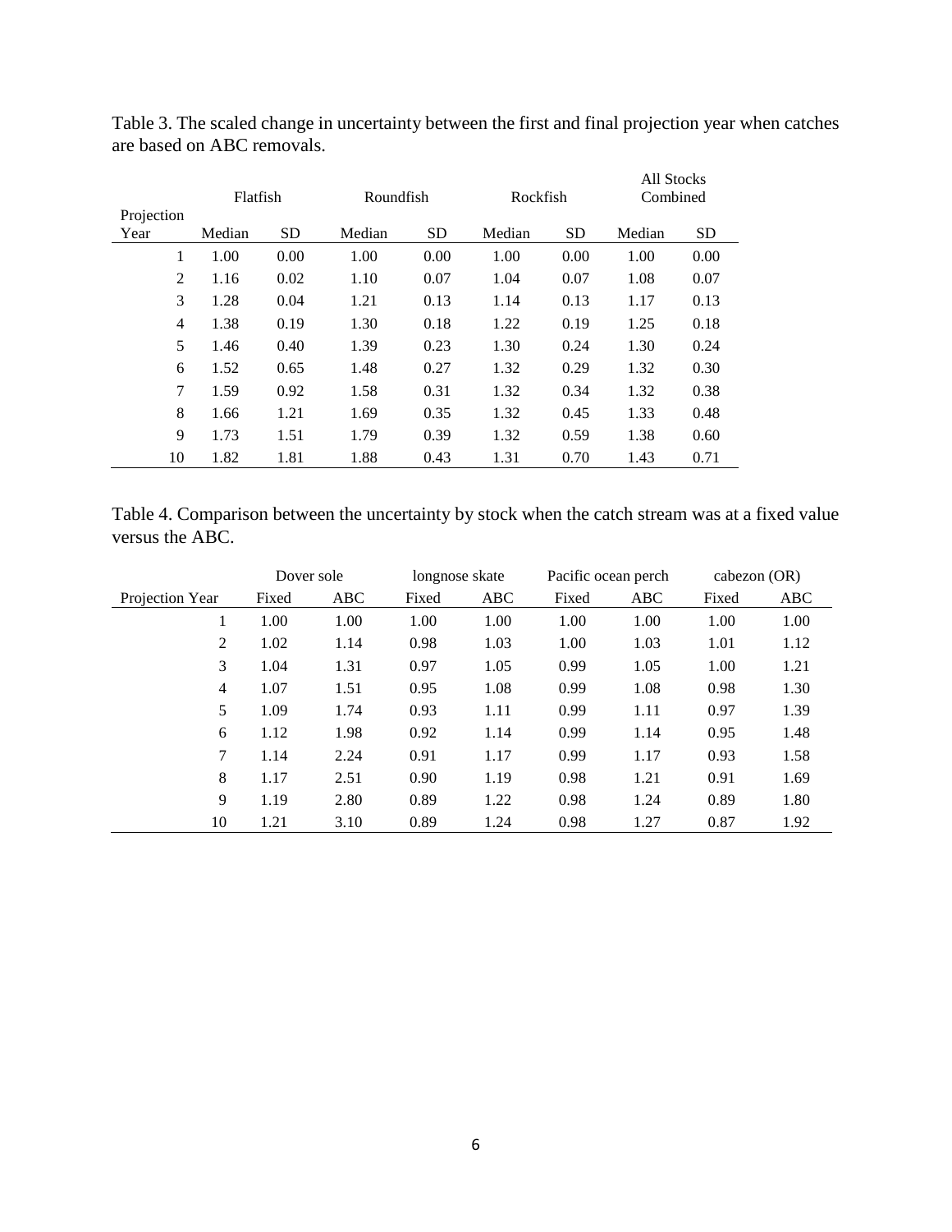Table 3. The scaled change in uncertainty between the first and final projection year when catches are based on ABC removals.

| Projection Year | Flatfish | | Roundfish | | Rockfish | | All Stocks Combined | |
|---|---|---|---|---|---|---|---|---|
| | Median | SD | Median | SD | Median | SD | Median | SD |
| 1 | 1.00 | 0.00 | 1.00 | 0.00 | 1.00 | 0.00 | 1.00 | 0.00 |
| 2 | 1.16 | 0.02 | 1.10 | 0.07 | 1.04 | 0.07 | 1.08 | 0.07 |
| 3 | 1.28 | 0.04 | 1.21 | 0.13 | 1.14 | 0.13 | 1.17 | 0.13 |
| 4 | 1.38 | 0.19 | 1.30 | 0.18 | 1.22 | 0.19 | 1.25 | 0.18 |
| 5 | 1.46 | 0.40 | 1.39 | 0.23 | 1.30 | 0.24 | 1.30 | 0.24 |
| 6 | 1.52 | 0.65 | 1.48 | 0.27 | 1.32 | 0.29 | 1.32 | 0.30 |
| 7 | 1.59 | 0.92 | 1.58 | 0.31 | 1.32 | 0.34 | 1.32 | 0.38 |
| 8 | 1.66 | 1.21 | 1.69 | 0.35 | 1.32 | 0.45 | 1.33 | 0.48 |
| 9 | 1.73 | 1.51 | 1.79 | 0.39 | 1.32 | 0.59 | 1.38 | 0.60 |
| 10 | 1.82 | 1.81 | 1.88 | 0.43 | 1.31 | 0.70 | 1.43 | 0.71 |

Table 4. Comparison between the uncertainty by stock when the catch stream was at a fixed value versus the ABC.

| Projection Year | Dover sole | | longnose skate | | Pacific ocean perch | | cabezon (OR) | |
|---|---|---|---|---|---|---|---|---|
| | Fixed | ABC | Fixed | ABC | Fixed | ABC | Fixed | ABC |
| 1 | 1.00 | 1.00 | 1.00 | 1.00 | 1.00 | 1.00 | 1.00 | 1.00 |
| 2 | 1.02 | 1.14 | 0.98 | 1.03 | 1.00 | 1.03 | 1.01 | 1.12 |
| 3 | 1.04 | 1.31 | 0.97 | 1.05 | 0.99 | 1.05 | 1.00 | 1.21 |
| 4 | 1.07 | 1.51 | 0.95 | 1.08 | 0.99 | 1.08 | 0.98 | 1.30 |
| 5 | 1.09 | 1.74 | 0.93 | 1.11 | 0.99 | 1.11 | 0.97 | 1.39 |
| 6 | 1.12 | 1.98 | 0.92 | 1.14 | 0.99 | 1.14 | 0.95 | 1.48 |
| 7 | 1.14 | 2.24 | 0.91 | 1.17 | 0.99 | 1.17 | 0.93 | 1.58 |
| 8 | 1.17 | 2.51 | 0.90 | 1.19 | 0.98 | 1.21 | 0.91 | 1.69 |
| 9 | 1.19 | 2.80 | 0.89 | 1.22 | 0.98 | 1.24 | 0.89 | 1.80 |
| 10 | 1.21 | 3.10 | 0.89 | 1.24 | 0.98 | 1.27 | 0.87 | 1.92 |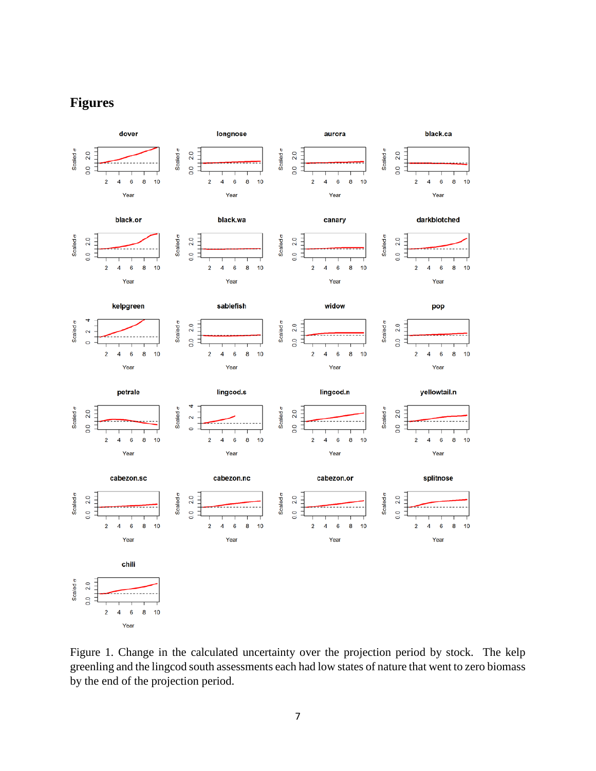# Figures

Figure 1. Change in the calculated uncertainty over the projection period by stock. The kelp greenling and the lingcod south assessments each had low states of nature that went to zero biomass by the end of the projection period.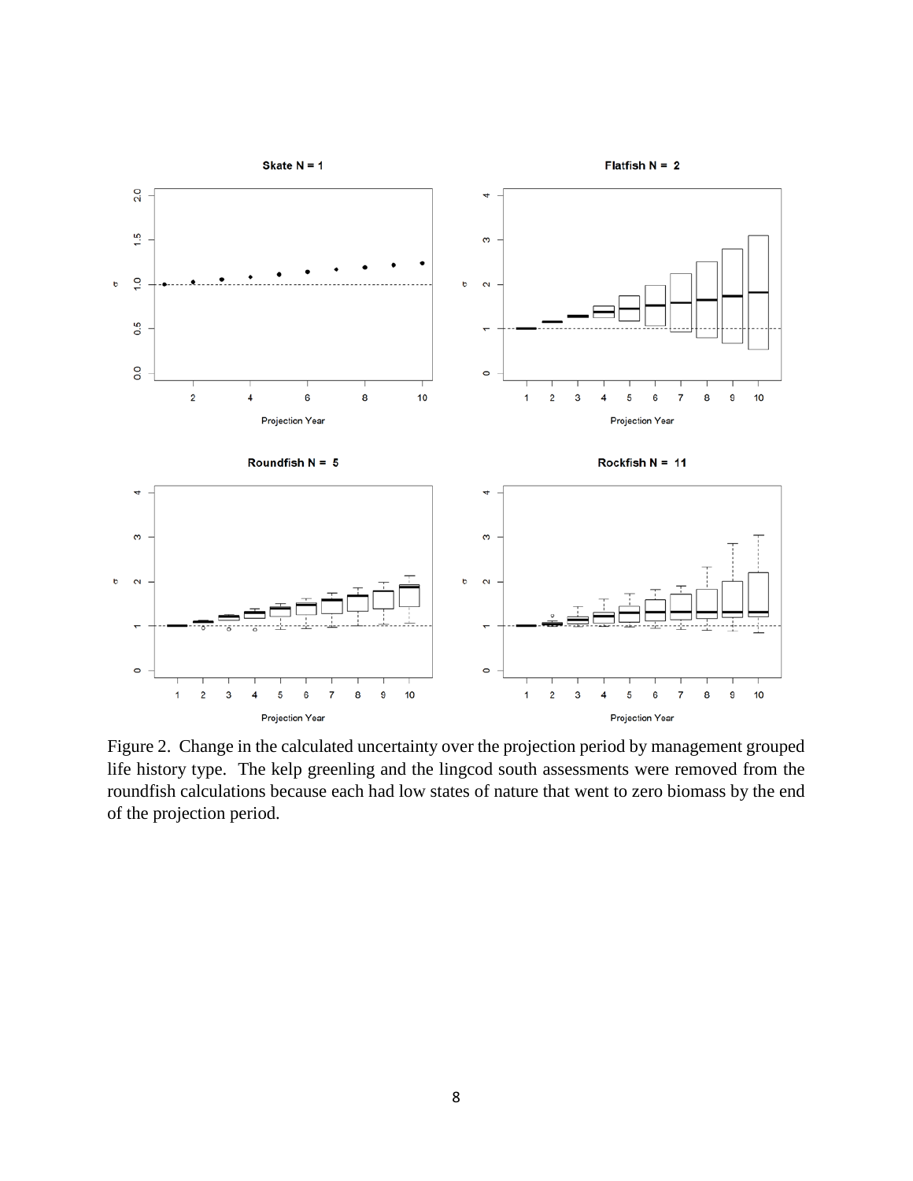Figure 2. Change in the calculated uncertainty over the projection period by management grouped life history type. The kelp greenling and the lingcod south assessments were removed from the roundfish calculations because each had low states of nature that went to zero biomass by the end of the projection period.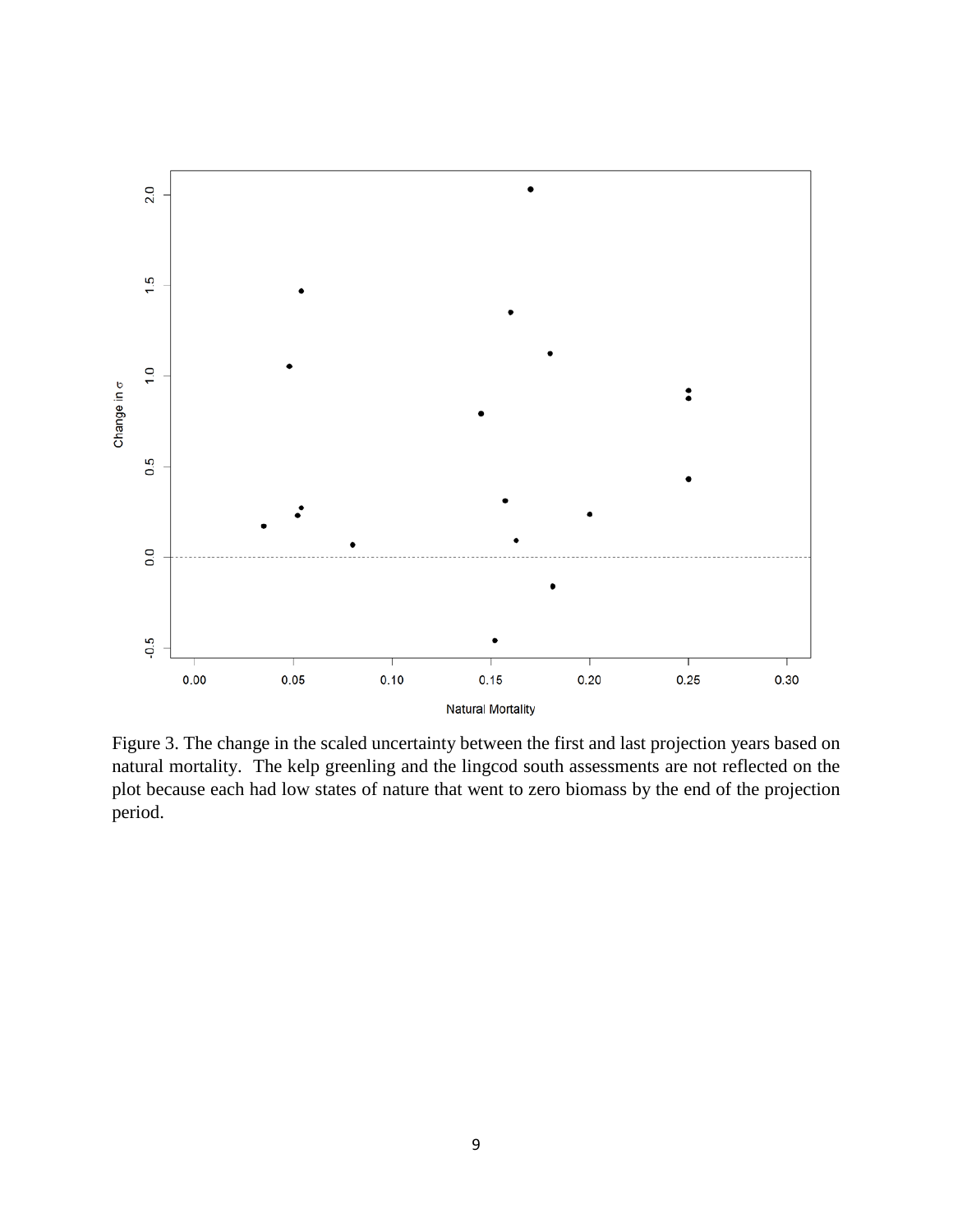Change in σ

2.0

1.5

1.0

0.5

0.0

-0.5

0.00 0.05 0.10 0.15 0.20 0.25 0.30

Natural Mortality

Figure 3. The change in the scaled uncertainty between the first and last projection years based on natural mortality. The kelp greenling and the lingcod south assessments are not reflected on the plot because each had low states of nature that went to zero biomass by the end of the projection period.